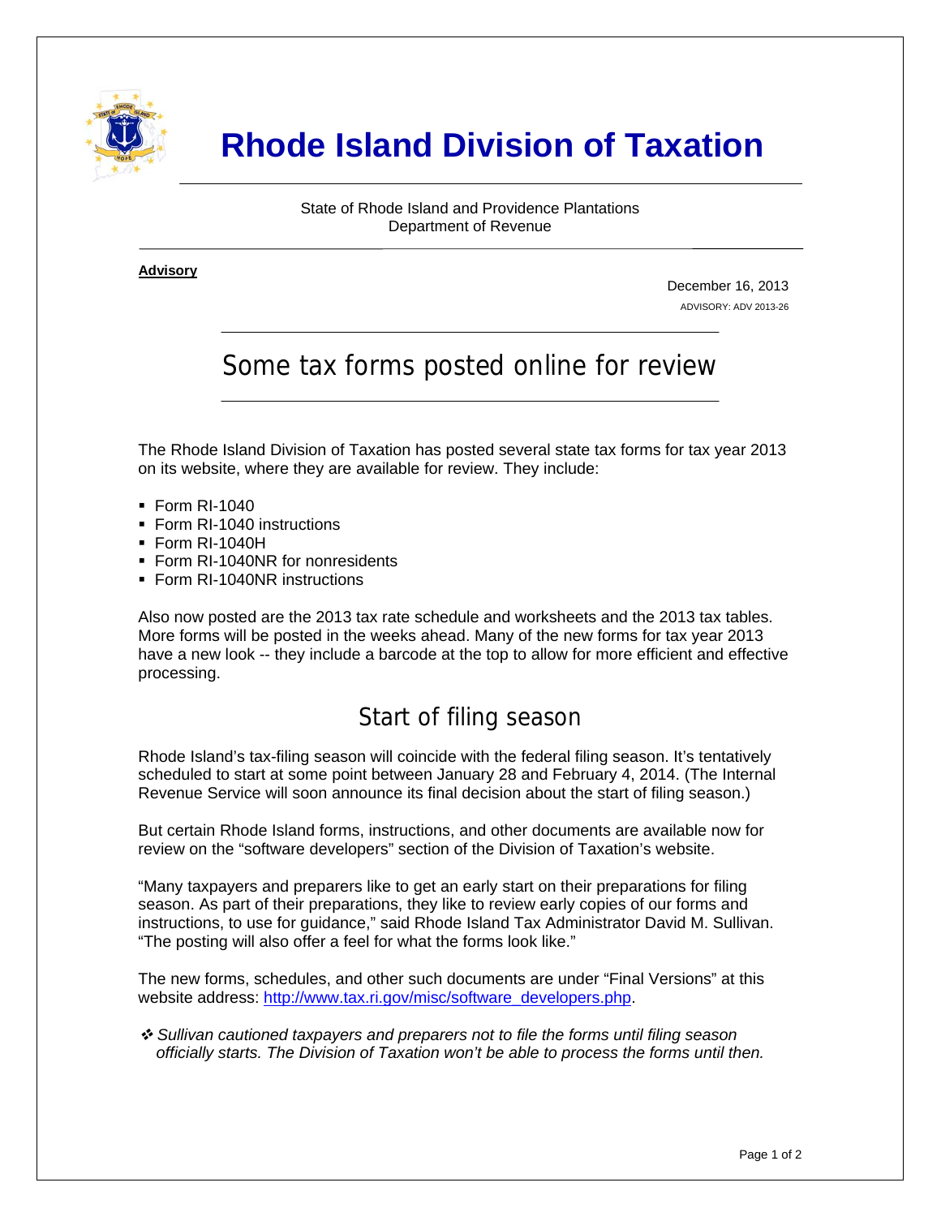# Rhode Island Division of Taxation

State of Rhode Island and Providence Plantations
Department of Revenue

**Advisory**

December 16, 2013
ADVISORY: ADV 2013-26

## Some tax forms posted online for review

The Rhode Island Division of Taxation has posted several state tax forms for tax year 2013 on its website, where they are available for review. They include:

- Form RI-1040
- Form RI-1040 instructions
- Form RI-1040H
- Form RI-1040NR for nonresidents
- Form RI-1040NR instructions

Also now posted are the 2013 tax rate schedule and worksheets and the 2013 tax tables. More forms will be posted in the weeks ahead. Many of the new forms for tax year 2013 have a new look -- they include a barcode at the top to allow for more efficient and effective processing.

## Start of filing season

Rhode Island's tax-filing season will coincide with the federal filing season. It's tentatively scheduled to start at some point between January 28 and February 4, 2014. (The Internal Revenue Service will soon announce its final decision about the start of filing season.)

But certain Rhode Island forms, instructions, and other documents are available now for review on the "software developers" section of the Division of Taxation's website.

"Many taxpayers and preparers like to get an early start on their preparations for filing season. As part of their preparations, they like to review early copies of our forms and instructions, to use for guidance," said Rhode Island Tax Administrator David M. Sullivan. "The posting will also offer a feel for what the forms look like."

The new forms, schedules, and other such documents are under "Final Versions" at this website address: http://www.tax.ri.gov/misc/software_developers.php.

- *Sullivan cautioned taxpayers and preparers not to file the forms until filing season officially starts. The Division of Taxation won't be able to process the forms until then.*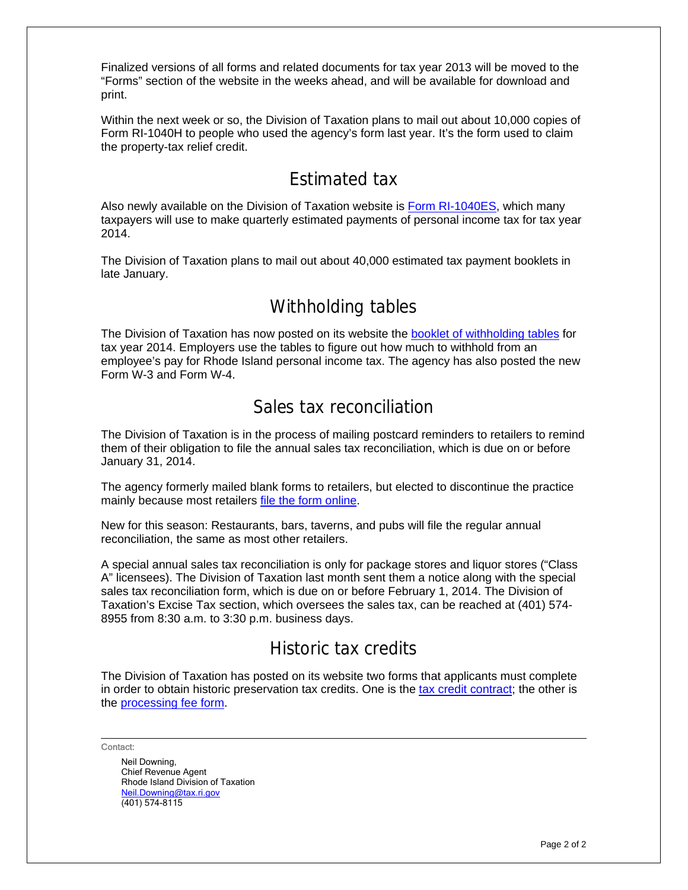Finalized versions of all forms and related documents for tax year 2013 will be moved to the "Forms" section of the website in the weeks ahead, and will be available for download and print.

Within the next week or so, the Division of Taxation plans to mail out about 10,000 copies of Form RI-1040H to people who used the agency's form last year. It's the form used to claim the property-tax relief credit.

## Estimated tax

Also newly available on the Division of Taxation website is Form RI-1040ES, which many taxpayers will use to make quarterly estimated payments of personal income tax for tax year 2014.

The Division of Taxation plans to mail out about 40,000 estimated tax payment booklets in late January.

## Withholding tables

The Division of Taxation has now posted on its website the booklet of withholding tables for tax year 2014. Employers use the tables to figure out how much to withhold from an employee's pay for Rhode Island personal income tax. The agency has also posted the new Form W-3 and Form W-4.

## Sales tax reconciliation

The Division of Taxation is in the process of mailing postcard reminders to retailers to remind them of their obligation to file the annual sales tax reconciliation, which is due on or before January 31, 2014.

The agency formerly mailed blank forms to retailers, but elected to discontinue the practice mainly because most retailers file the form online.

New for this season: Restaurants, bars, taverns, and pubs will file the regular annual reconciliation, the same as most other retailers.

A special annual sales tax reconciliation is only for package stores and liquor stores ("Class A" licensees). The Division of Taxation last month sent them a notice along with the special sales tax reconciliation form, which is due on or before February 1, 2014. The Division of Taxation's Excise Tax section, which oversees the sales tax, can be reached at (401) 574-8955 from 8:30 a.m. to 3:30 p.m. business days.

## Historic tax credits

The Division of Taxation has posted on its website two forms that applicants must complete in order to obtain historic preservation tax credits. One is the tax credit contract; the other is the processing fee form.

---

Contact:

Neil Downing,
Chief Revenue Agent
Rhode Island Division of Taxation
Neil.Downing@tax.ri.gov
(401) 574-8115